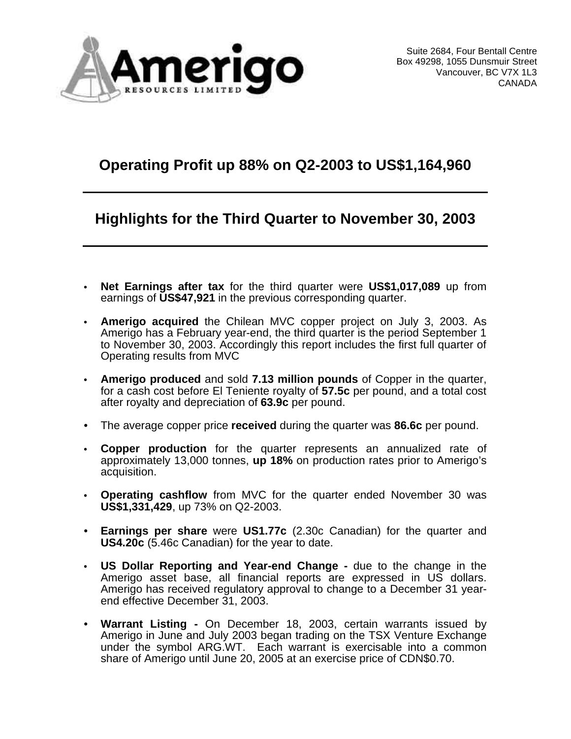Amerigo Resources Limited

Suite 2684, Four Bentall Centre
Box 49298, 1055 Dunsmuir Street
Vancouver, BC V7X 1L3
CANADA

# Operating Profit up 88% on Q2-2003 to US$1,164,960

## Highlights for the Third Quarter to November 30, 2003

- **Net Earnings after tax** for the third quarter were **US$1,017,089** up from earnings of **US$47,921** in the previous corresponding quarter.
- **Amerigo acquired** the Chilean MVC copper project on July 3, 2003. As Amerigo has a February year-end, the third quarter is the period September 1 to November 30, 2003. Accordingly this report includes the first full quarter of Operating results from MVC
- **Amerigo produced** and sold **7.13 million pounds** of Copper in the quarter, for a cash cost before El Teniente royalty of **57.5c** per pound, and a total cost after royalty and depreciation of **63.9c** per pound.
- The average copper price **received** during the quarter was **86.6c** per pound.
- **Copper production** for the quarter represents an annualized rate of approximately 13,000 tonnes, **up 18%** on production rates prior to Amerigo's acquisition.
- **Operating cashflow** from MVC for the quarter ended November 30 was **US$1,331,429**, up 73% on Q2-2003.
- **Earnings per share** were **US1.77c** (2.30c Canadian) for the quarter and **US4.20c** (5.46c Canadian) for the year to date.
- **US Dollar Reporting and Year-end Change -** due to the change in the Amerigo asset base, all financial reports are expressed in US dollars. Amerigo has received regulatory approval to change to a December 31 year-end effective December 31, 2003.
- **Warrant Listing -** On December 18, 2003, certain warrants issued by Amerigo in June and July 2003 began trading on the TSX Venture Exchange under the symbol ARG.WT. Each warrant is exercisable into a common share of Amerigo until June 20, 2005 at an exercise price of CDN$0.70.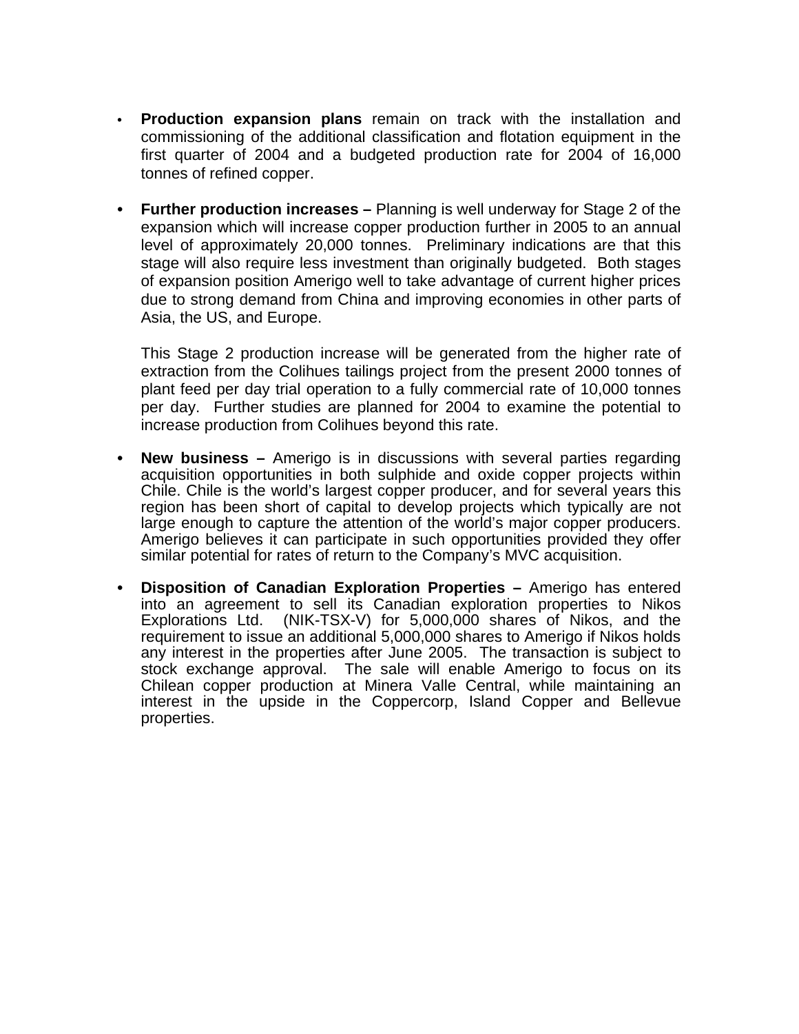- **Production expansion plans** remain on track with the installation and commissioning of the additional classification and flotation equipment in the first quarter of 2004 and a budgeted production rate for 2004 of 16,000 tonnes of refined copper.

- **Further production increases –** Planning is well underway for Stage 2 of the expansion which will increase copper production further in 2005 to an annual level of approximately 20,000 tonnes. Preliminary indications are that this stage will also require less investment than originally budgeted. Both stages of expansion position Amerigo well to take advantage of current higher prices due to strong demand from China and improving economies in other parts of Asia, the US, and Europe.

  This Stage 2 production increase will be generated from the higher rate of extraction from the Colihues tailings project from the present 2000 tonnes of plant feed per day trial operation to a fully commercial rate of 10,000 tonnes per day. Further studies are planned for 2004 to examine the potential to increase production from Colihues beyond this rate.

- **New business –** Amerigo is in discussions with several parties regarding acquisition opportunities in both sulphide and oxide copper projects within Chile. Chile is the world's largest copper producer, and for several years this region has been short of capital to develop projects which typically are not large enough to capture the attention of the world's major copper producers. Amerigo believes it can participate in such opportunities provided they offer similar potential for rates of return to the Company's MVC acquisition.

- **Disposition of Canadian Exploration Properties –** Amerigo has entered into an agreement to sell its Canadian exploration properties to Nikos Explorations Ltd. (NIK-TSX-V) for 5,000,000 shares of Nikos, and the requirement to issue an additional 5,000,000 shares to Amerigo if Nikos holds any interest in the properties after June 2005. The transaction is subject to stock exchange approval. The sale will enable Amerigo to focus on its Chilean copper production at Minera Valle Central, while maintaining an interest in the upside in the Coppercorp, Island Copper and Bellevue properties.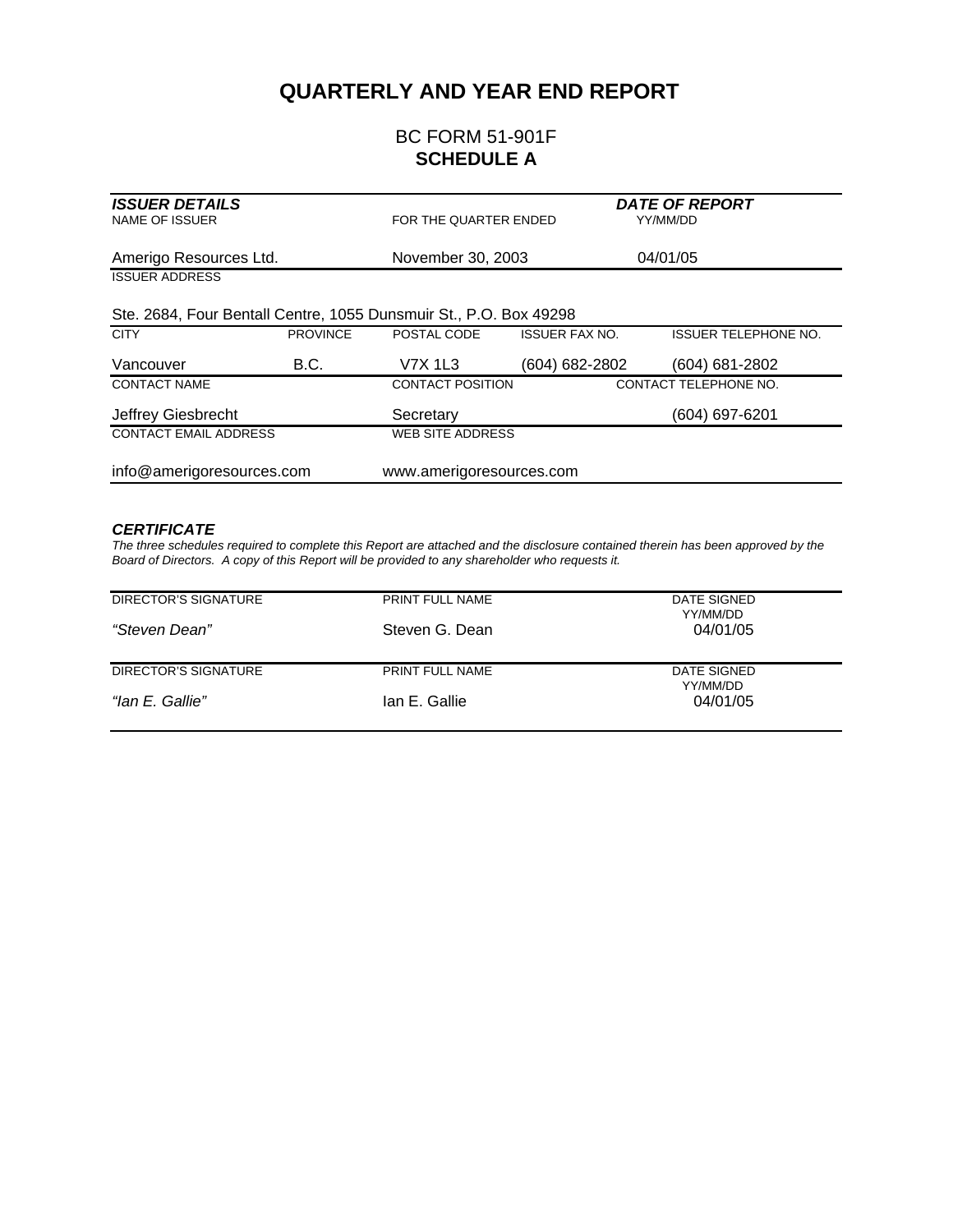# QUARTERLY AND YEAR END REPORT

## BC FORM 51-901F
## SCHEDULE A

| ***ISSUER DETAILS*** | | | | ***DATE OF REPORT*** |
|---|---|---|---|---|
| NAME OF ISSUER | | FOR THE QUARTER ENDED | | YY/MM/DD |
| Amerigo Resources Ltd. | | November 30, 2003 | | 04/01/05 |
| ISSUER ADDRESS | | | | |
| Ste. 2684, Four Bentall Centre, 1055 Dunsmuir St., P.O. Box 49298 | | | | |
| CITY | PROVINCE | POSTAL CODE | ISSUER FAX NO. | ISSUER TELEPHONE NO. |
| Vancouver | B.C. | V7X 1L3 | (604) 682-2802 | (604) 681-2802 |
| CONTACT NAME | | CONTACT POSITION | | CONTACT TELEPHONE NO. |
| Jeffrey Giesbrecht | | Secretary | | (604) 697-6201 |
| CONTACT EMAIL ADDRESS | | WEB SITE ADDRESS | | |
| info@amerigoresources.com | | www.amerigoresources.com | | |

### *CERTIFICATE*

*The three schedules required to complete this Report are attached and the disclosure contained therein has been approved by the Board of Directors. A copy of this Report will be provided to any shareholder who requests it.*

| DIRECTOR'S SIGNATURE | PRINT FULL NAME | DATE SIGNED YY/MM/DD |
|---|---|---|
| *"Steven Dean"* | Steven G. Dean | 04/01/05 |

| DIRECTOR'S SIGNATURE | PRINT FULL NAME | DATE SIGNED YY/MM/DD |
|---|---|---|
| *"Ian E. Gallie"* | Ian E. Gallie | 04/01/05 |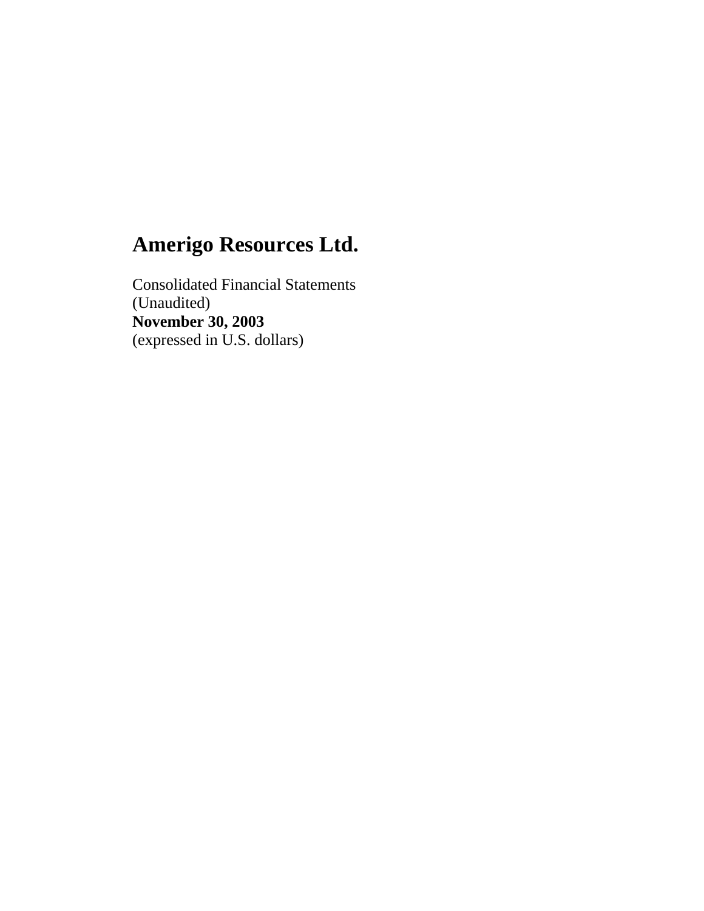# Amerigo Resources Ltd.

Consolidated Financial Statements
(Unaudited)
**November 30, 2003**
(expressed in U.S. dollars)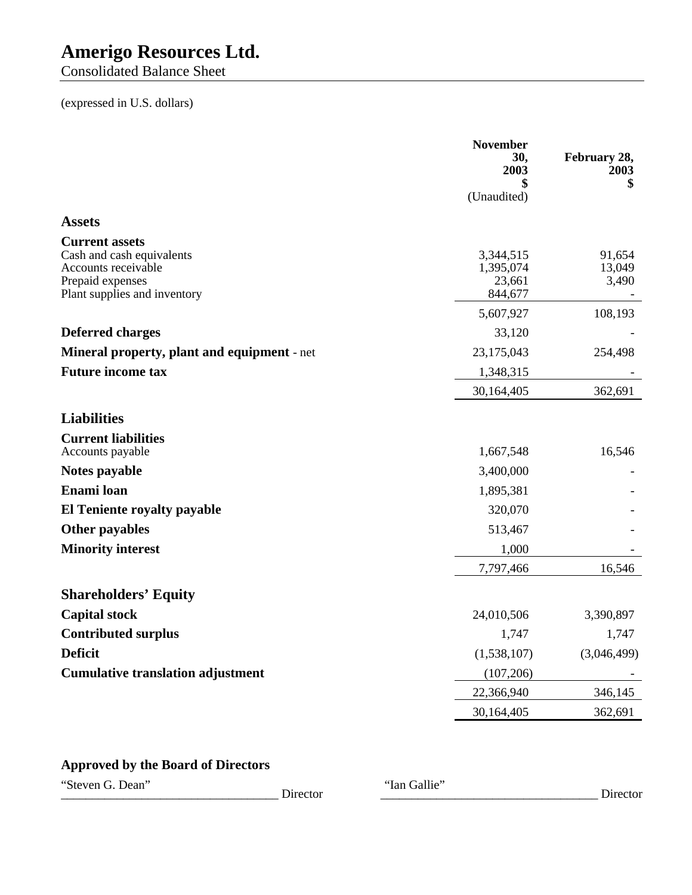# Amerigo Resources Ltd.

Consolidated Balance Sheet

(expressed in U.S. dollars)

| | November 30, 2003 $ (Unaudited) | February 28, 2003 $ |
|---|---|---|
| **Assets** | | |
| **Current assets** | | |
| Cash and cash equivalents | 3,344,515 | 91,654 |
| Accounts receivable | 1,395,074 | 13,049 |
| Prepaid expenses | 23,661 | 3,490 |
| Plant supplies and inventory | 844,677 | - |
| | 5,607,927 | 108,193 |
| **Deferred charges** | 33,120 | - |
| **Mineral property, plant and equipment** - net | 23,175,043 | 254,498 |
| **Future income tax** | 1,348,315 | - |
| | 30,164,405 | 362,691 |
| **Liabilities** | | |
| **Current liabilities** | | |
| Accounts payable | 1,667,548 | 16,546 |
| **Notes payable** | 3,400,000 | - |
| **Enami loan** | 1,895,381 | - |
| **El Teniente royalty payable** | 320,070 | - |
| **Other payables** | 513,467 | - |
| **Minority interest** | 1,000 | - |
| | 7,797,466 | 16,546 |
| **Shareholders' Equity** | | |
| **Capital stock** | 24,010,506 | 3,390,897 |
| **Contributed surplus** | 1,747 | 1,747 |
| **Deficit** | (1,538,107) | (3,046,499) |
| **Cumulative translation adjustment** | (107,206) | - |
| | 22,366,940 | 346,145 |
| | 30,164,405 | 362,691 |

**Approved by the Board of Directors**

"Steven G. Dean" Director

"Ian Gallie" Director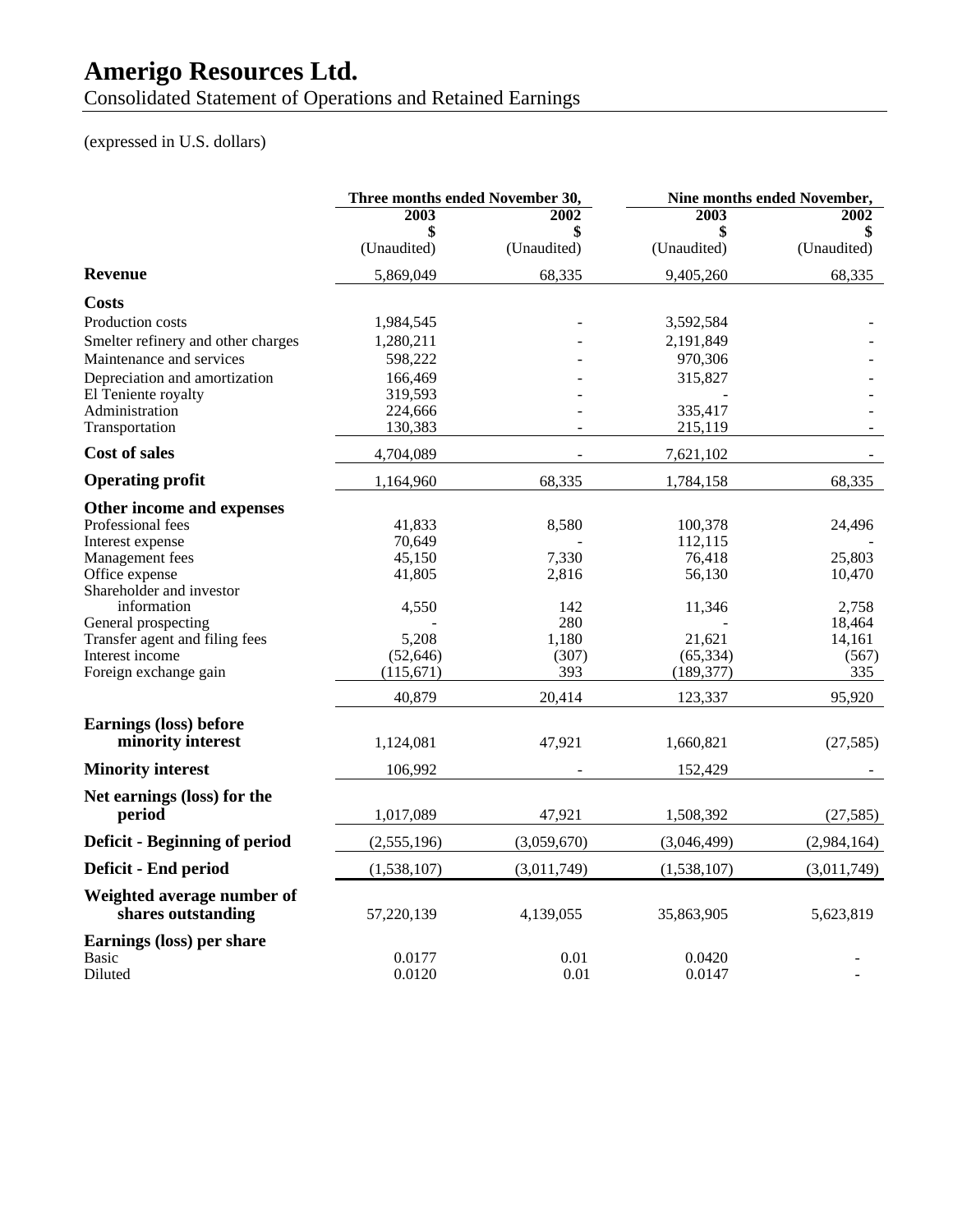# Amerigo Resources Ltd.

Consolidated Statement of Operations and Retained Earnings

(expressed in U.S. dollars)

| | Three months ended November 30, | | Nine months ended November, | |
|---|---|---|---|---|
| | 2003 | 2002 | 2003 | 2002 |
| | $ | $ | $ | $ |
| | (Unaudited) | (Unaudited) | (Unaudited) | (Unaudited) |
| **Revenue** | 5,869,049 | 68,335 | 9,405,260 | 68,335 |
| **Costs** | | | | |
| Production costs | 1,984,545 | - | 3,592,584 | - |
| Smelter refinery and other charges | 1,280,211 | - | 2,191,849 | - |
| Maintenance and services | 598,222 | - | 970,306 | - |
| Depreciation and amortization | 166,469 | - | 315,827 | - |
| El Teniente royalty | 319,593 | - | - | - |
| Administration | 224,666 | - | 335,417 | - |
| Transportation | 130,383 | - | 215,119 | - |
| **Cost of sales** | 4,704,089 | - | 7,621,102 | - |
| **Operating profit** | 1,164,960 | 68,335 | 1,784,158 | 68,335 |
| **Other income and expenses** | | | | |
| Professional fees | 41,833 | 8,580 | 100,378 | 24,496 |
| Interest expense | 70,649 | - | 112,115 | - |
| Management fees | 45,150 | 7,330 | 76,418 | 25,803 |
| Office expense | 41,805 | 2,816 | 56,130 | 10,470 |
| Shareholder and investor information | 4,550 | 142 | 11,346 | 2,758 |
| General prospecting | - | 280 | - | 18,464 |
| Transfer agent and filing fees | 5,208 | 1,180 | 21,621 | 14,161 |
| Interest income | (52,646) | (307) | (65,334) | (567) |
| Foreign exchange gain | (115,671) | 393 | (189,377) | 335 |
| | 40,879 | 20,414 | 123,337 | 95,920 |
| **Earnings (loss) before minority interest** | 1,124,081 | 47,921 | 1,660,821 | (27,585) |
| **Minority interest** | 106,992 | - | 152,429 | - |
| **Net earnings (loss) for the period** | 1,017,089 | 47,921 | 1,508,392 | (27,585) |
| **Deficit - Beginning of period** | (2,555,196) | (3,059,670) | (3,046,499) | (2,984,164) |
| **Deficit - End period** | (1,538,107) | (3,011,749) | (1,538,107) | (3,011,749) |
| **Weighted average number of shares outstanding** | 57,220,139 | 4,139,055 | 35,863,905 | 5,623,819 |
| **Earnings (loss) per share** | | | | |
| Basic | 0.0177 | 0.01 | 0.0420 | - |
| Diluted | 0.0120 | 0.01 | 0.0147 | - |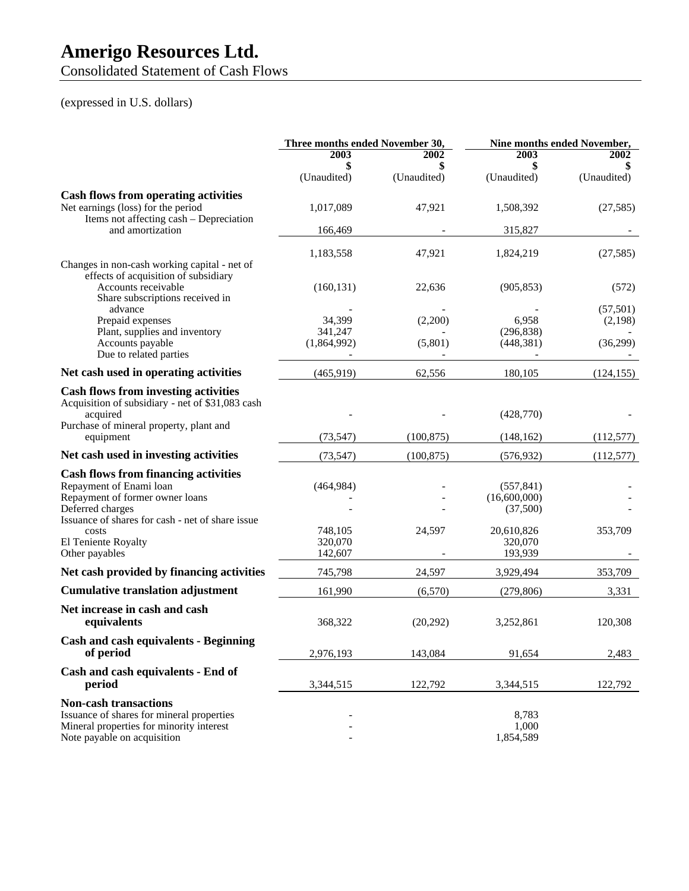# Amerigo Resources Ltd.

Consolidated Statement of Cash Flows

(expressed in U.S. dollars)

| | Three months ended November 30, | | Nine months ended November, | |
|---|---|---|---|---|
| | 2003 | 2002 | 2003 | 2002 |
| | $ | $ | $ | $ |
| | (Unaudited) | (Unaudited) | (Unaudited) | (Unaudited) |
| **Cash flows from operating activities** | | | | |
| Net earnings (loss) for the period | 1,017,089 | 47,921 | 1,508,392 | (27,585) |
| Items not affecting cash – Depreciation and amortization | 166,469 | - | 315,827 | - |
| | 1,183,558 | 47,921 | 1,824,219 | (27,585) |
| Changes in non-cash working capital - net of effects of acquisition of subsidiary | | | | |
| Accounts receivable | (160,131) | 22,636 | (905,853) | (572) |
| Share subscriptions received in advance | - | - | - | (57,501) |
| Prepaid expenses | 34,399 | (2,200) | 6,958 | (2,198) |
| Plant, supplies and inventory | 341,247 | - | (296,838) | - |
| Accounts payable | (1,864,992) | (5,801) | (448,381) | (36,299) |
| Due to related parties | - | - | - | - |
| **Net cash used in operating activities** | (465,919) | 62,556 | 180,105 | (124,155) |
| **Cash flows from investing activities** | | | | |
| Acquisition of subsidiary - net of $31,083 cash acquired | - | - | (428,770) | - |
| Purchase of mineral property, plant and equipment | (73,547) | (100,875) | (148,162) | (112,577) |
| **Net cash used in investing activities** | (73,547) | (100,875) | (576,932) | (112,577) |
| **Cash flows from financing activities** | | | | |
| Repayment of Enami loan | (464,984) | - | (557,841) | - |
| Repayment of former owner loans | - | - | (16,600,000) | - |
| Deferred charges | - | - | (37,500) | - |
| Issuance of shares for cash - net of share issue costs | 748,105 | 24,597 | 20,610,826 | 353,709 |
| El Teniente Royalty | 320,070 | | 320,070 | |
| Other payables | 142,607 | - | 193,939 | - |
| **Net cash provided by financing activities** | 745,798 | 24,597 | 3,929,494 | 353,709 |
| **Cumulative translation adjustment** | 161,990 | (6,570) | (279,806) | 3,331 |
| **Net increase in cash and cash equivalents** | 368,322 | (20,292) | 3,252,861 | 120,308 |
| **Cash and cash equivalents - Beginning of period** | 2,976,193 | 143,084 | 91,654 | 2,483 |
| **Cash and cash equivalents - End of period** | 3,344,515 | 122,792 | 3,344,515 | 122,792 |
| **Non-cash transactions** | | | | |
| Issuance of shares for mineral properties | - | | 8,783 | |
| Mineral properties for minority interest | - | | 1,000 | |
| Note payable on acquisition | - | | 1,854,589 | |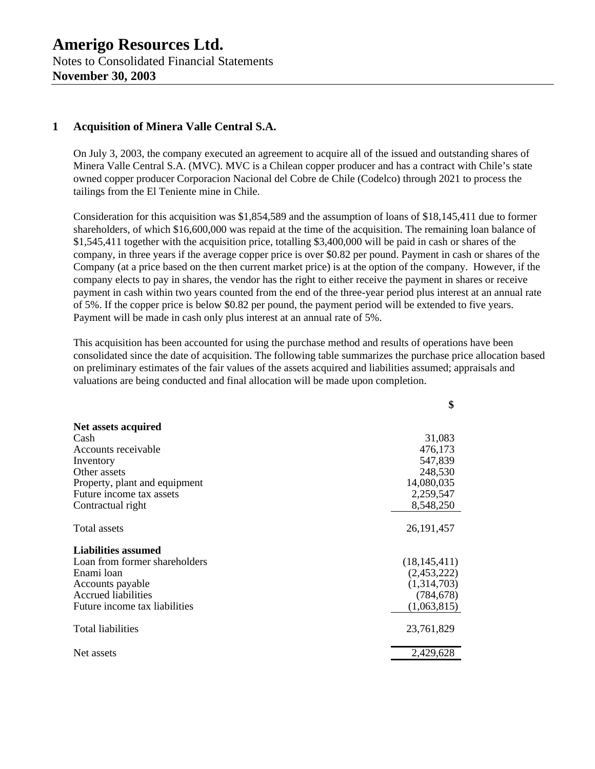# Amerigo Resources Ltd.

Notes to Consolidated Financial Statements

**November 30, 2003**

## 1 Acquisition of Minera Valle Central S.A.

On July 3, 2003, the company executed an agreement to acquire all of the issued and outstanding shares of Minera Valle Central S.A. (MVC). MVC is a Chilean copper producer and has a contract with Chile's state owned copper producer Corporacion Nacional del Cobre de Chile (Codelco) through 2021 to process the tailings from the El Teniente mine in Chile.

Consideration for this acquisition was $1,854,589 and the assumption of loans of $18,145,411 due to former shareholders, of which $16,600,000 was repaid at the time of the acquisition. The remaining loan balance of $1,545,411 together with the acquisition price, totalling $3,400,000 will be paid in cash or shares of the company, in three years if the average copper price is over $0.82 per pound. Payment in cash or shares of the Company (at a price based on the then current market price) is at the option of the company. However, if the company elects to pay in shares, the vendor has the right to either receive the payment in shares or receive payment in cash within two years counted from the end of the three-year period plus interest at an annual rate of 5%. If the copper price is below $0.82 per pound, the payment period will be extended to five years. Payment will be made in cash only plus interest at an annual rate of 5%.

This acquisition has been accounted for using the purchase method and results of operations have been consolidated since the date of acquisition. The following table summarizes the purchase price allocation based on preliminary estimates of the fair values of the assets acquired and liabilities assumed; appraisals and valuations are being conducted and final allocation will be made upon completion.

| | $ |
|---|---|
| **Net assets acquired** | |
| Cash | 31,083 |
| Accounts receivable | 476,173 |
| Inventory | 547,839 |
| Other assets | 248,530 |
| Property, plant and equipment | 14,080,035 |
| Future income tax assets | 2,259,547 |
| Contractual right | 8,548,250 |
| Total assets | 26,191,457 |
| **Liabilities assumed** | |
| Loan from former shareholders | (18,145,411) |
| Enami loan | (2,453,222) |
| Accounts payable | (1,314,703) |
| Accrued liabilities | (784,678) |
| Future income tax liabilities | (1,063,815) |
| Total liabilities | 23,761,829 |
| Net assets | 2,429,628 |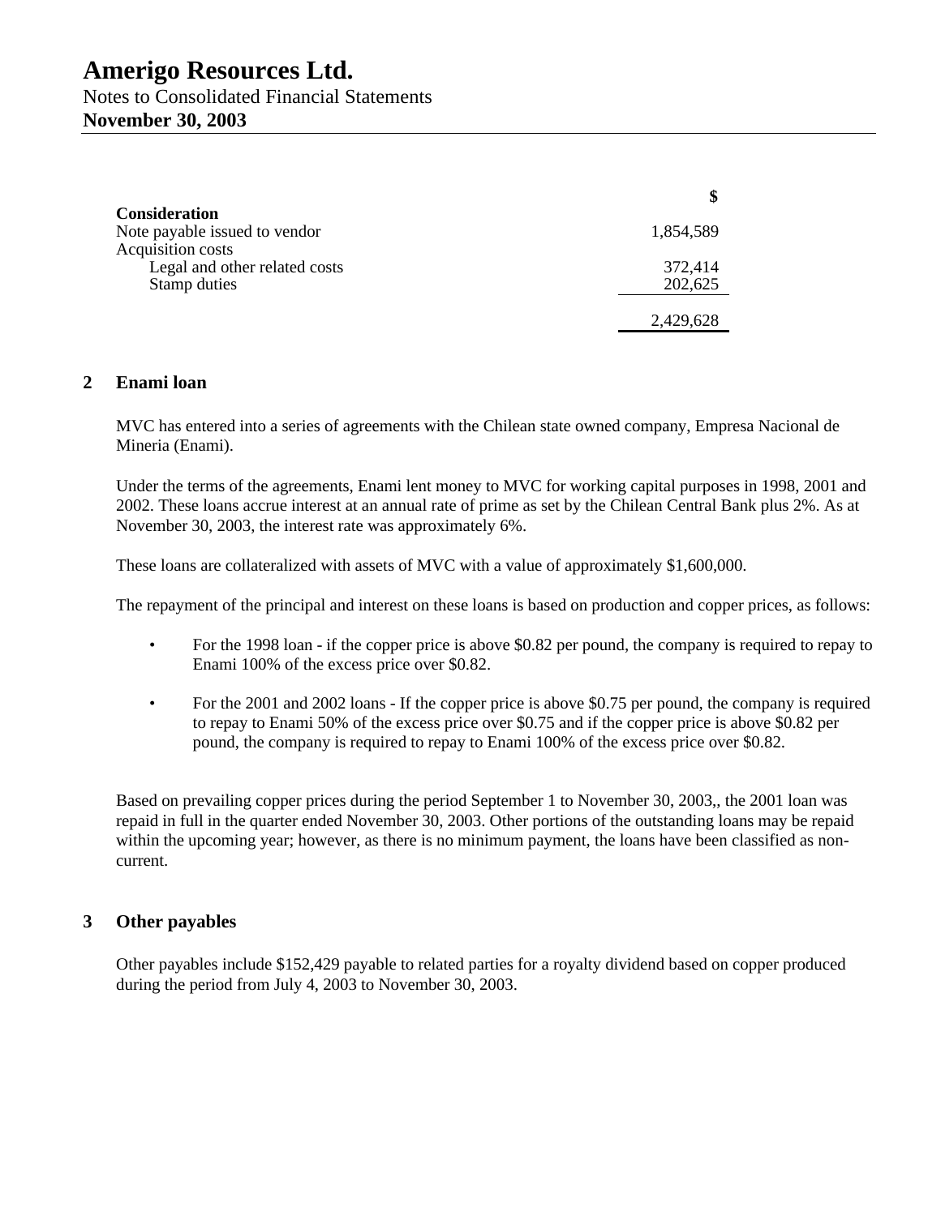| | $ |
|---|---|
| **Consideration** | |
| Note payable issued to vendor | 1,854,589 |
| Acquisition costs | |
| Legal and other related costs | 372,414 |
| Stamp duties | 202,625 |
| | 2,429,628 |

## 2 Enami loan

MVC has entered into a series of agreements with the Chilean state owned company, Empresa Nacional de Mineria (Enami).

Under the terms of the agreements, Enami lent money to MVC for working capital purposes in 1998, 2001 and 2002. These loans accrue interest at an annual rate of prime as set by the Chilean Central Bank plus 2%. As at November 30, 2003, the interest rate was approximately 6%.

These loans are collateralized with assets of MVC with a value of approximately $1,600,000.

The repayment of the principal and interest on these loans is based on production and copper prices, as follows:

- For the 1998 loan - if the copper price is above $0.82 per pound, the company is required to repay to Enami 100% of the excess price over $0.82.
- For the 2001 and 2002 loans - If the copper price is above $0.75 per pound, the company is required to repay to Enami 50% of the excess price over $0.75 and if the copper price is above $0.82 per pound, the company is required to repay to Enami 100% of the excess price over $0.82.

Based on prevailing copper prices during the period September 1 to November 30, 2003,, the 2001 loan was repaid in full in the quarter ended November 30, 2003. Other portions of the outstanding loans may be repaid within the upcoming year; however, as there is no minimum payment, the loans have been classified as non-current.

## 3 Other payables

Other payables include $152,429 payable to related parties for a royalty dividend based on copper produced during the period from July 4, 2003 to November 30, 2003.